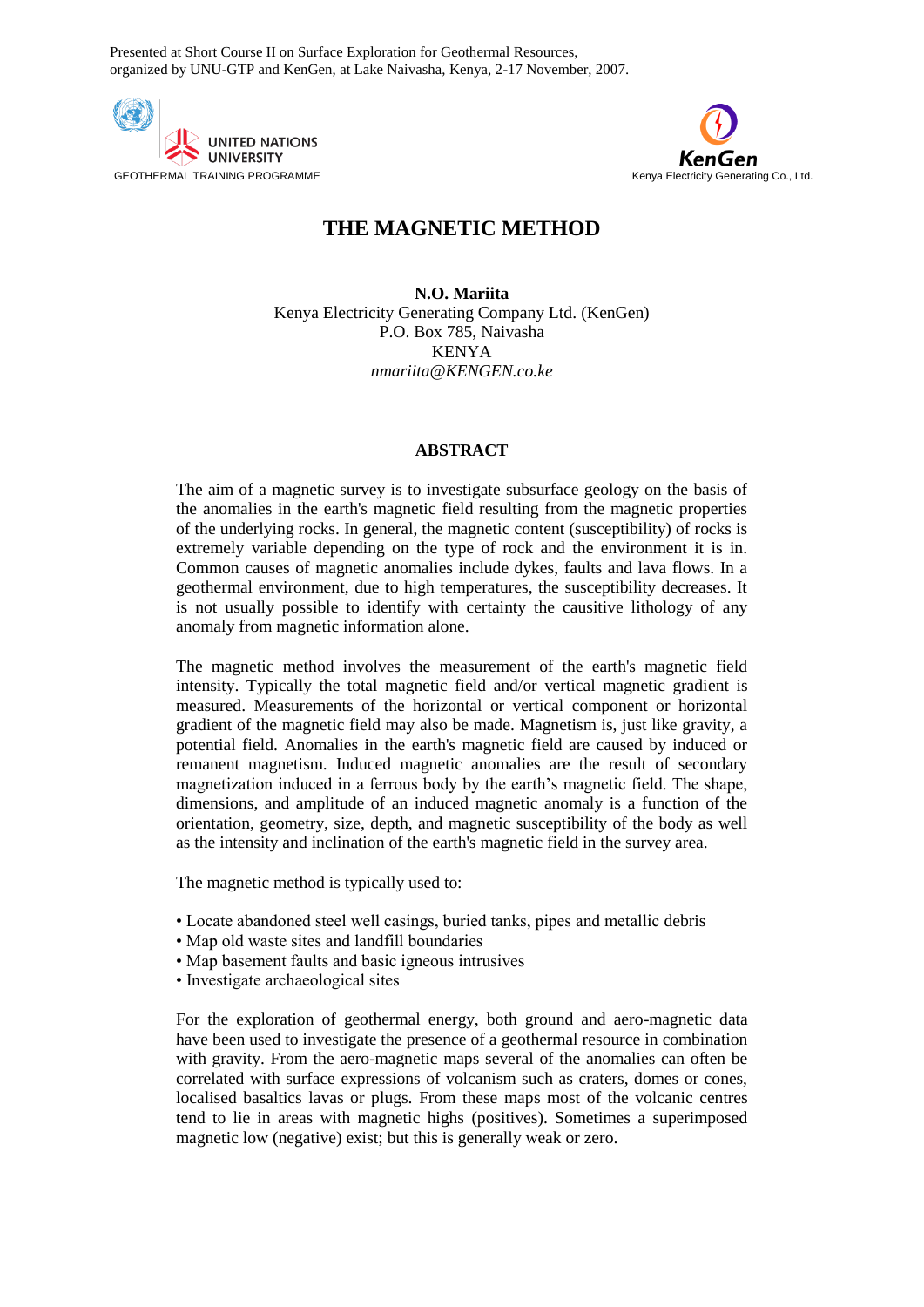Presented at Short Course II on Surface Exploration for Geothermal Resources, organized by UNU-GTP and KenGen, at Lake Naivasha, Kenya, 2-17 November, 2007.

UNITED NATIONS UNIVERSITY
GEOTHERMAL TRAINING PROGRAMME

KenGen
Kenya Electricity Generating Co., Ltd.

# THE MAGNETIC METHOD

**N.O. Mariita**
Kenya Electricity Generating Company Ltd. (KenGen)
P.O. Box 785, Naivasha
KENYA
*nmariita@KENGEN.co.ke*

## ABSTRACT

The aim of a magnetic survey is to investigate subsurface geology on the basis of the anomalies in the earth's magnetic field resulting from the magnetic properties of the underlying rocks. In general, the magnetic content (susceptibility) of rocks is extremely variable depending on the type of rock and the environment it is in. Common causes of magnetic anomalies include dykes, faults and lava flows. In a geothermal environment, due to high temperatures, the susceptibility decreases. It is not usually possible to identify with certainty the causitive lithology of any anomaly from magnetic information alone.

The magnetic method involves the measurement of the earth's magnetic field intensity. Typically the total magnetic field and/or vertical magnetic gradient is measured. Measurements of the horizontal or vertical component or horizontal gradient of the magnetic field may also be made. Magnetism is, just like gravity, a potential field. Anomalies in the earth's magnetic field are caused by induced or remanent magnetism. Induced magnetic anomalies are the result of secondary magnetization induced in a ferrous body by the earth's magnetic field. The shape, dimensions, and amplitude of an induced magnetic anomaly is a function of the orientation, geometry, size, depth, and magnetic susceptibility of the body as well as the intensity and inclination of the earth's magnetic field in the survey area.

The magnetic method is typically used to:

- Locate abandoned steel well casings, buried tanks, pipes and metallic debris
- Map old waste sites and landfill boundaries
- Map basement faults and basic igneous intrusives
- Investigate archaeological sites

For the exploration of geothermal energy, both ground and aero-magnetic data have been used to investigate the presence of a geothermal resource in combination with gravity. From the aero-magnetic maps several of the anomalies can often be correlated with surface expressions of volcanism such as craters, domes or cones, localised basaltics lavas or plugs. From these maps most of the volcanic centres tend to lie in areas with magnetic highs (positives). Sometimes a superimposed magnetic low (negative) exist; but this is generally weak or zero.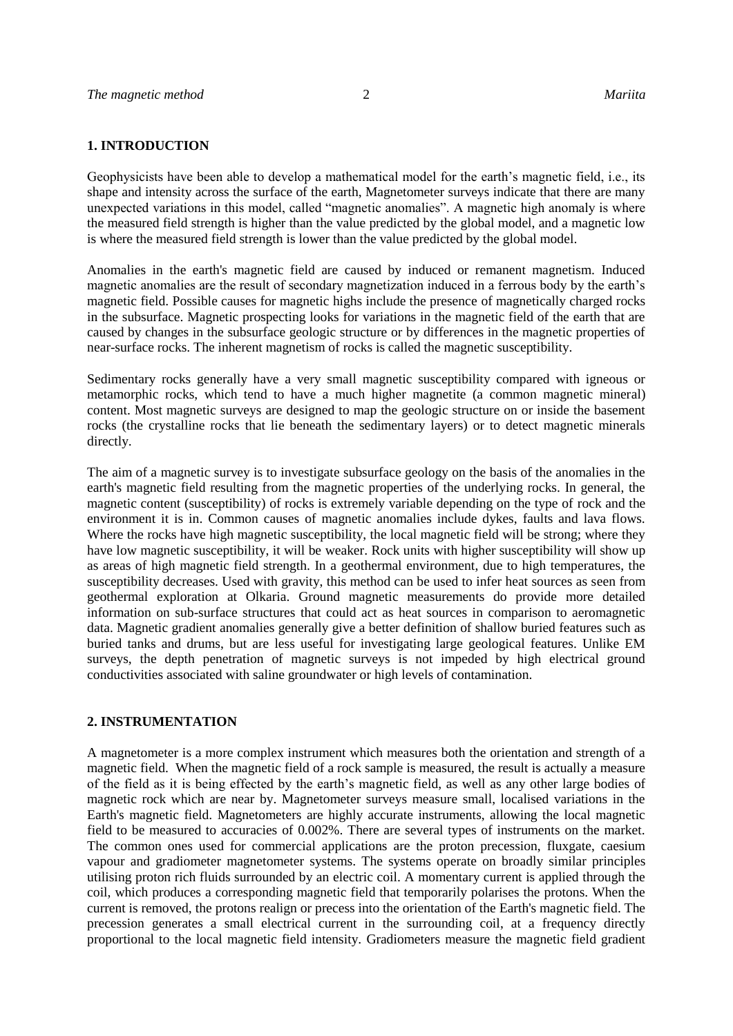## 1. INTRODUCTION

Geophysicists have been able to develop a mathematical model for the earth's magnetic field, i.e., its shape and intensity across the surface of the earth, Magnetometer surveys indicate that there are many unexpected variations in this model, called "magnetic anomalies". A magnetic high anomaly is where the measured field strength is higher than the value predicted by the global model, and a magnetic low is where the measured field strength is lower than the value predicted by the global model.

Anomalies in the earth's magnetic field are caused by induced or remanent magnetism. Induced magnetic anomalies are the result of secondary magnetization induced in a ferrous body by the earth's magnetic field. Possible causes for magnetic highs include the presence of magnetically charged rocks in the subsurface. Magnetic prospecting looks for variations in the magnetic field of the earth that are caused by changes in the subsurface geologic structure or by differences in the magnetic properties of near-surface rocks. The inherent magnetism of rocks is called the magnetic susceptibility.

Sedimentary rocks generally have a very small magnetic susceptibility compared with igneous or metamorphic rocks, which tend to have a much higher magnetite (a common magnetic mineral) content. Most magnetic surveys are designed to map the geologic structure on or inside the basement rocks (the crystalline rocks that lie beneath the sedimentary layers) or to detect magnetic minerals directly.

The aim of a magnetic survey is to investigate subsurface geology on the basis of the anomalies in the earth's magnetic field resulting from the magnetic properties of the underlying rocks. In general, the magnetic content (susceptibility) of rocks is extremely variable depending on the type of rock and the environment it is in. Common causes of magnetic anomalies include dykes, faults and lava flows. Where the rocks have high magnetic susceptibility, the local magnetic field will be strong; where they have low magnetic susceptibility, it will be weaker. Rock units with higher susceptibility will show up as areas of high magnetic field strength. In a geothermal environment, due to high temperatures, the susceptibility decreases. Used with gravity, this method can be used to infer heat sources as seen from geothermal exploration at Olkaria. Ground magnetic measurements do provide more detailed information on sub-surface structures that could act as heat sources in comparison to aeromagnetic data. Magnetic gradient anomalies generally give a better definition of shallow buried features such as buried tanks and drums, but are less useful for investigating large geological features. Unlike EM surveys, the depth penetration of magnetic surveys is not impeded by high electrical ground conductivities associated with saline groundwater or high levels of contamination.

## 2. INSTRUMENTATION

A magnetometer is a more complex instrument which measures both the orientation and strength of a magnetic field. When the magnetic field of a rock sample is measured, the result is actually a measure of the field as it is being effected by the earth's magnetic field, as well as any other large bodies of magnetic rock which are near by. Magnetometer surveys measure small, localised variations in the Earth's magnetic field. Magnetometers are highly accurate instruments, allowing the local magnetic field to be measured to accuracies of 0.002%. There are several types of instruments on the market. The common ones used for commercial applications are the proton precession, fluxgate, caesium vapour and gradiometer magnetometer systems. The systems operate on broadly similar principles utilising proton rich fluids surrounded by an electric coil. A momentary current is applied through the coil, which produces a corresponding magnetic field that temporarily polarises the protons. When the current is removed, the protons realign or precess into the orientation of the Earth's magnetic field. The precession generates a small electrical current in the surrounding coil, at a frequency directly proportional to the local magnetic field intensity. Gradiometers measure the magnetic field gradient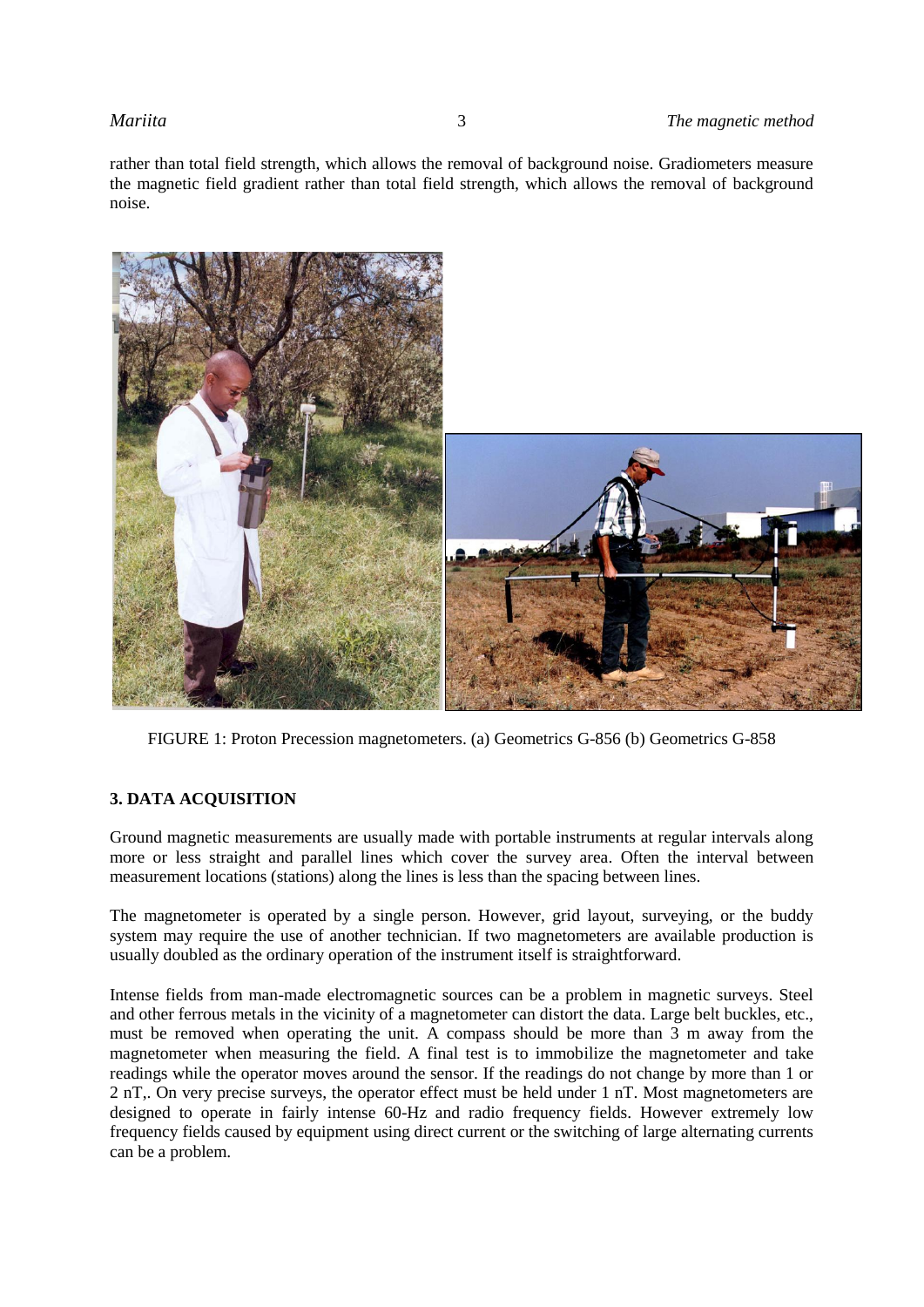rather than total field strength, which allows the removal of background noise. Gradiometers measure the magnetic field gradient rather than total field strength, which allows the removal of background noise.

FIGURE 1: Proton Precession magnetometers. (a) Geometrics G-856 (b) Geometrics G-858

## 3. DATA ACQUISITION

Ground magnetic measurements are usually made with portable instruments at regular intervals along more or less straight and parallel lines which cover the survey area. Often the interval between measurement locations (stations) along the lines is less than the spacing between lines.

The magnetometer is operated by a single person. However, grid layout, surveying, or the buddy system may require the use of another technician. If two magnetometers are available production is usually doubled as the ordinary operation of the instrument itself is straightforward.

Intense fields from man-made electromagnetic sources can be a problem in magnetic surveys. Steel and other ferrous metals in the vicinity of a magnetometer can distort the data. Large belt buckles, etc., must be removed when operating the unit. A compass should be more than 3 m away from the magnetometer when measuring the field. A final test is to immobilize the magnetometer and take readings while the operator moves around the sensor. If the readings do not change by more than 1 or 2 nT,. On very precise surveys, the operator effect must be held under 1 nT. Most magnetometers are designed to operate in fairly intense 60-Hz and radio frequency fields. However extremely low frequency fields caused by equipment using direct current or the switching of large alternating currents can be a problem.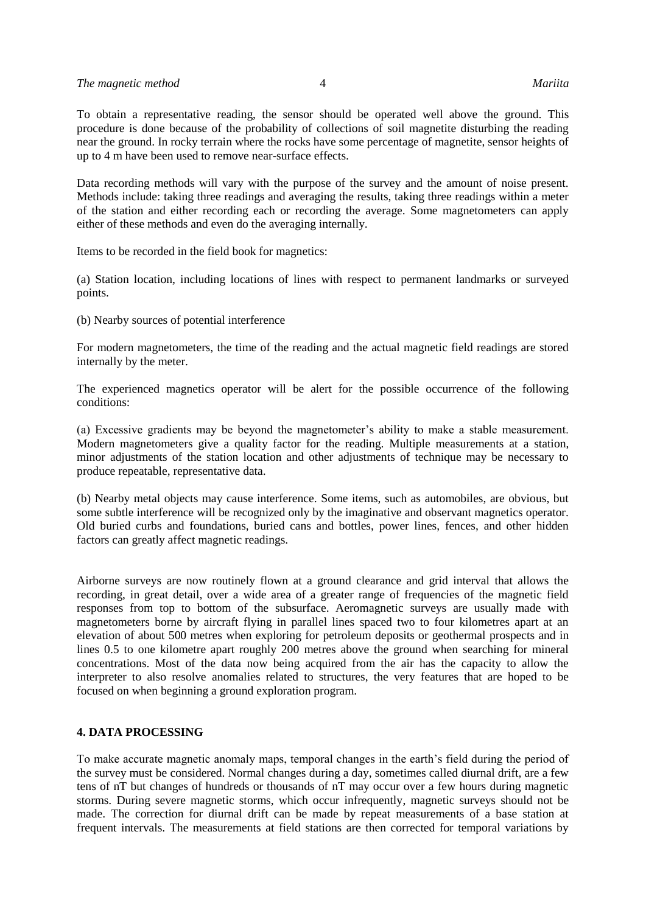To obtain a representative reading, the sensor should be operated well above the ground. This procedure is done because of the probability of collections of soil magnetite disturbing the reading near the ground. In rocky terrain where the rocks have some percentage of magnetite, sensor heights of up to 4 m have been used to remove near-surface effects.

Data recording methods will vary with the purpose of the survey and the amount of noise present. Methods include: taking three readings and averaging the results, taking three readings within a meter of the station and either recording each or recording the average. Some magnetometers can apply either of these methods and even do the averaging internally.

Items to be recorded in the field book for magnetics:

(a) Station location, including locations of lines with respect to permanent landmarks or surveyed points.

(b) Nearby sources of potential interference

For modern magnetometers, the time of the reading and the actual magnetic field readings are stored internally by the meter.

The experienced magnetics operator will be alert for the possible occurrence of the following conditions:

(a) Excessive gradients may be beyond the magnetometer's ability to make a stable measurement. Modern magnetometers give a quality factor for the reading. Multiple measurements at a station, minor adjustments of the station location and other adjustments of technique may be necessary to produce repeatable, representative data.

(b) Nearby metal objects may cause interference. Some items, such as automobiles, are obvious, but some subtle interference will be recognized only by the imaginative and observant magnetics operator. Old buried curbs and foundations, buried cans and bottles, power lines, fences, and other hidden factors can greatly affect magnetic readings.

Airborne surveys are now routinely flown at a ground clearance and grid interval that allows the recording, in great detail, over a wide area of a greater range of frequencies of the magnetic field responses from top to bottom of the subsurface. Aeromagnetic surveys are usually made with magnetometers borne by aircraft flying in parallel lines spaced two to four kilometres apart at an elevation of about 500 metres when exploring for petroleum deposits or geothermal prospects and in lines 0.5 to one kilometre apart roughly 200 metres above the ground when searching for mineral concentrations. Most of the data now being acquired from the air has the capacity to allow the interpreter to also resolve anomalies related to structures, the very features that are hoped to be focused on when beginning a ground exploration program.

## 4. DATA PROCESSING

To make accurate magnetic anomaly maps, temporal changes in the earth's field during the period of the survey must be considered. Normal changes during a day, sometimes called diurnal drift, are a few tens of nT but changes of hundreds or thousands of nT may occur over a few hours during magnetic storms. During severe magnetic storms, which occur infrequently, magnetic surveys should not be made. The correction for diurnal drift can be made by repeat measurements of a base station at frequent intervals. The measurements at field stations are then corrected for temporal variations by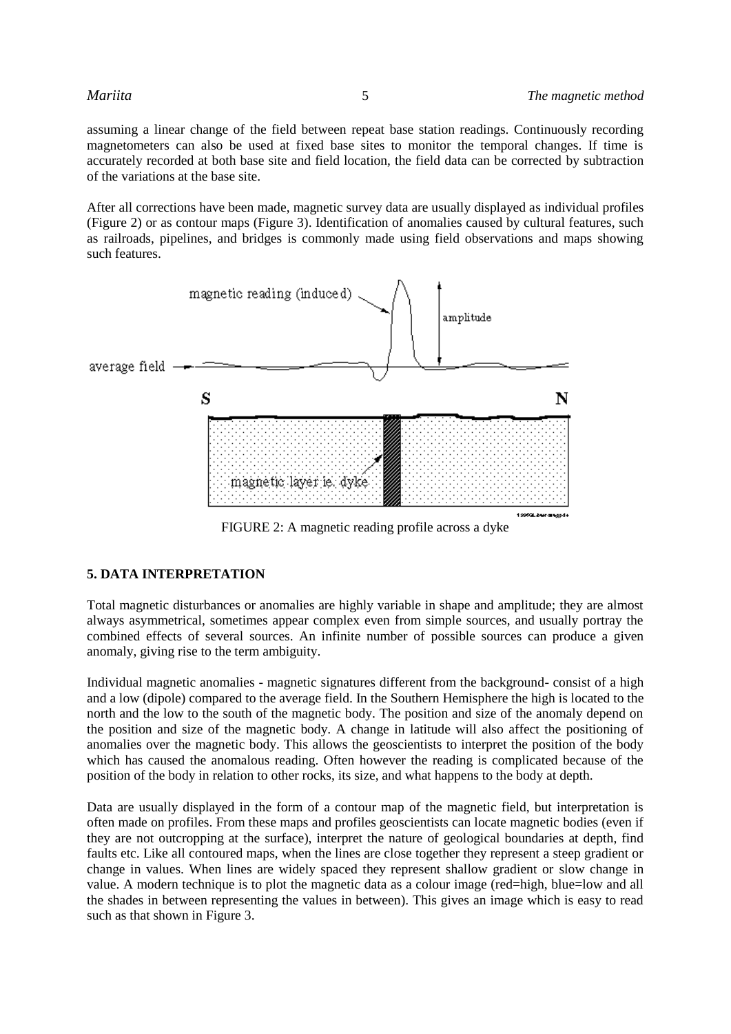assuming a linear change of the field between repeat base station readings. Continuously recording magnetometers can also be used at fixed base sites to monitor the temporal changes. If time is accurately recorded at both base site and field location, the field data can be corrected by subtraction of the variations at the base site.

After all corrections have been made, magnetic survey data are usually displayed as individual profiles (Figure 2) or as contour maps (Figure 3). Identification of anomalies caused by cultural features, such as railroads, pipelines, and bridges is commonly made using field observations and maps showing such features.

FIGURE 2: A magnetic reading profile across a dyke

## 5. DATA INTERPRETATION

Total magnetic disturbances or anomalies are highly variable in shape and amplitude; they are almost always asymmetrical, sometimes appear complex even from simple sources, and usually portray the combined effects of several sources. An infinite number of possible sources can produce a given anomaly, giving rise to the term ambiguity.

Individual magnetic anomalies - magnetic signatures different from the background- consist of a high and a low (dipole) compared to the average field. In the Southern Hemisphere the high is located to the north and the low to the south of the magnetic body. The position and size of the anomaly depend on the position and size of the magnetic body. A change in latitude will also affect the positioning of anomalies over the magnetic body. This allows the geoscientists to interpret the position of the body which has caused the anomalous reading. Often however the reading is complicated because of the position of the body in relation to other rocks, its size, and what happens to the body at depth.

Data are usually displayed in the form of a contour map of the magnetic field, but interpretation is often made on profiles. From these maps and profiles geoscientists can locate magnetic bodies (even if they are not outcropping at the surface), interpret the nature of geological boundaries at depth, find faults etc. Like all contoured maps, when the lines are close together they represent a steep gradient or change in values. When lines are widely spaced they represent shallow gradient or slow change in value. A modern technique is to plot the magnetic data as a colour image (red=high, blue=low and all the shades in between representing the values in between). This gives an image which is easy to read such as that shown in Figure 3.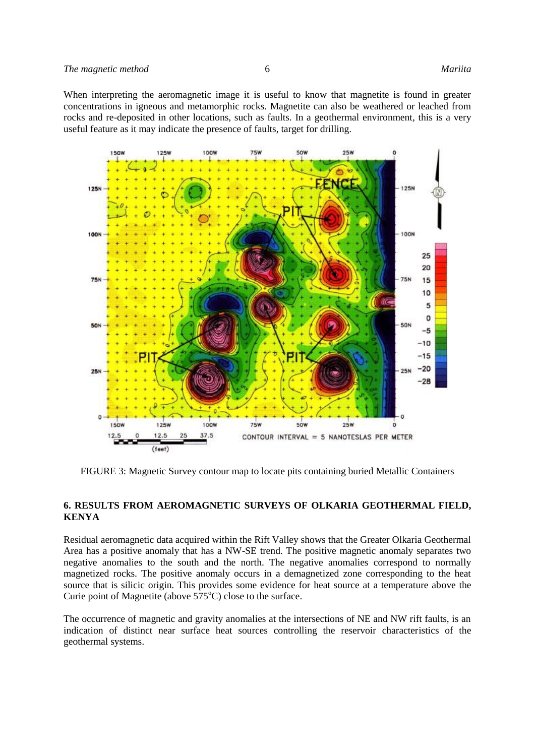When interpreting the aeromagnetic image it is useful to know that magnetite is found in greater concentrations in igneous and metamorphic rocks. Magnetite can also be weathered or leached from rocks and re-deposited in other locations, such as faults. In a geothermal environment, this is a very useful feature as it may indicate the presence of faults, target for drilling.

FIGURE 3: Magnetic Survey contour map to locate pits containing buried Metallic Containers

## 6. RESULTS FROM AEROMAGNETIC SURVEYS OF OLKARIA GEOTHERMAL FIELD, KENYA

Residual aeromagnetic data acquired within the Rift Valley shows that the Greater Olkaria Geothermal Area has a positive anomaly that has a NW-SE trend. The positive magnetic anomaly separates two negative anomalies to the south and the north. The negative anomalies correspond to normally magnetized rocks. The positive anomaly occurs in a demagnetized zone corresponding to the heat source that is silicic origin. This provides some evidence for heat source at a temperature above the Curie point of Magnetite (above 575$^{o}$C) close to the surface.

The occurrence of magnetic and gravity anomalies at the intersections of NE and NW rift faults, is an indication of distinct near surface heat sources controlling the reservoir characteristics of the geothermal systems.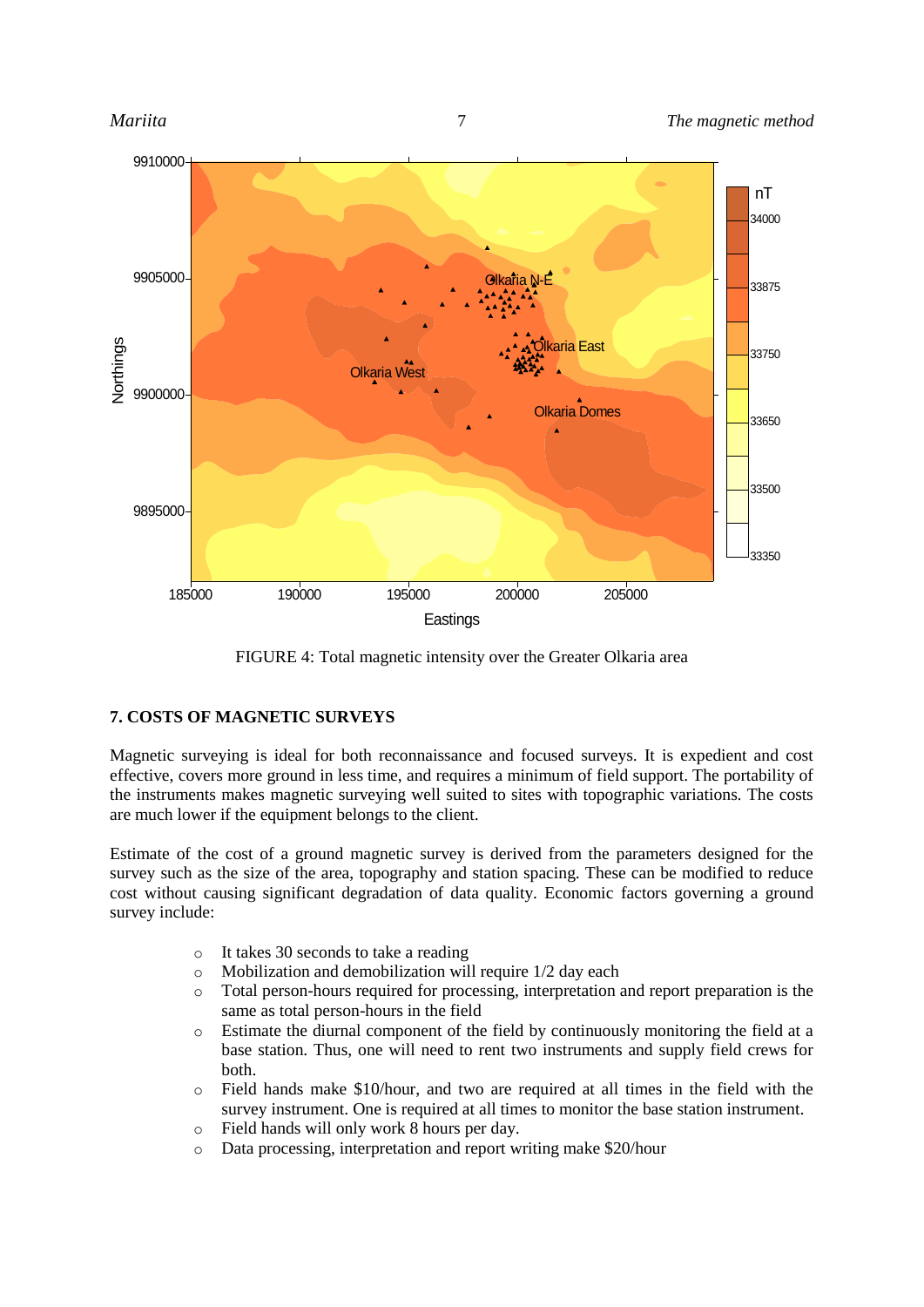FIGURE 4: Total magnetic intensity over the Greater Olkaria area

## 7. COSTS OF MAGNETIC SURVEYS

Magnetic surveying is ideal for both reconnaissance and focused surveys. It is expedient and cost effective, covers more ground in less time, and requires a minimum of field support. The portability of the instruments makes magnetic surveying well suited to sites with topographic variations. The costs are much lower if the equipment belongs to the client.

Estimate of the cost of a ground magnetic survey is derived from the parameters designed for the survey such as the size of the area, topography and station spacing. These can be modified to reduce cost without causing significant degradation of data quality. Economic factors governing a ground survey include:

- It takes 30 seconds to take a reading
- Mobilization and demobilization will require 1/2 day each
- Total person-hours required for processing, interpretation and report preparation is the same as total person-hours in the field
- Estimate the diurnal component of the field by continuously monitoring the field at a base station. Thus, one will need to rent two instruments and supply field crews for both.
- Field hands make $10/hour, and two are required at all times in the field with the survey instrument. One is required at all times to monitor the base station instrument.
- Field hands will only work 8 hours per day.
- Data processing, interpretation and report writing make $20/hour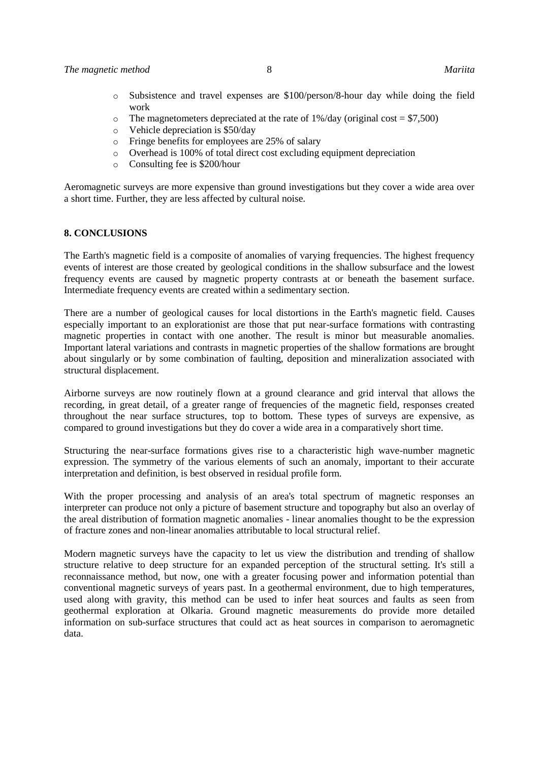- Subsistence and travel expenses are \$100/person/8-hour day while doing the field work
- The magnetometers depreciated at the rate of 1%/day (original cost = \$7,500)
- Vehicle depreciation is \$50/day
- Fringe benefits for employees are 25% of salary
- Overhead is 100% of total direct cost excluding equipment depreciation
- Consulting fee is \$200/hour

Aeromagnetic surveys are more expensive than ground investigations but they cover a wide area over a short time. Further, they are less affected by cultural noise.

## 8. CONCLUSIONS

The Earth's magnetic field is a composite of anomalies of varying frequencies. The highest frequency events of interest are those created by geological conditions in the shallow subsurface and the lowest frequency events are caused by magnetic property contrasts at or beneath the basement surface. Intermediate frequency events are created within a sedimentary section.

There are a number of geological causes for local distortions in the Earth's magnetic field. Causes especially important to an explorationist are those that put near-surface formations with contrasting magnetic properties in contact with one another. The result is minor but measurable anomalies. Important lateral variations and contrasts in magnetic properties of the shallow formations are brought about singularly or by some combination of faulting, deposition and mineralization associated with structural displacement.

Airborne surveys are now routinely flown at a ground clearance and grid interval that allows the recording, in great detail, of a greater range of frequencies of the magnetic field, responses created throughout the near surface structures, top to bottom. These types of surveys are expensive, as compared to ground investigations but they do cover a wide area in a comparatively short time.

Structuring the near-surface formations gives rise to a characteristic high wave-number magnetic expression. The symmetry of the various elements of such an anomaly, important to their accurate interpretation and definition, is best observed in residual profile form.

With the proper processing and analysis of an area's total spectrum of magnetic responses an interpreter can produce not only a picture of basement structure and topography but also an overlay of the areal distribution of formation magnetic anomalies - linear anomalies thought to be the expression of fracture zones and non-linear anomalies attributable to local structural relief.

Modern magnetic surveys have the capacity to let us view the distribution and trending of shallow structure relative to deep structure for an expanded perception of the structural setting. It's still a reconnaissance method, but now, one with a greater focusing power and information potential than conventional magnetic surveys of years past. In a geothermal environment, due to high temperatures, used along with gravity, this method can be used to infer heat sources and faults as seen from geothermal exploration at Olkaria. Ground magnetic measurements do provide more detailed information on sub-surface structures that could act as heat sources in comparison to aeromagnetic data.